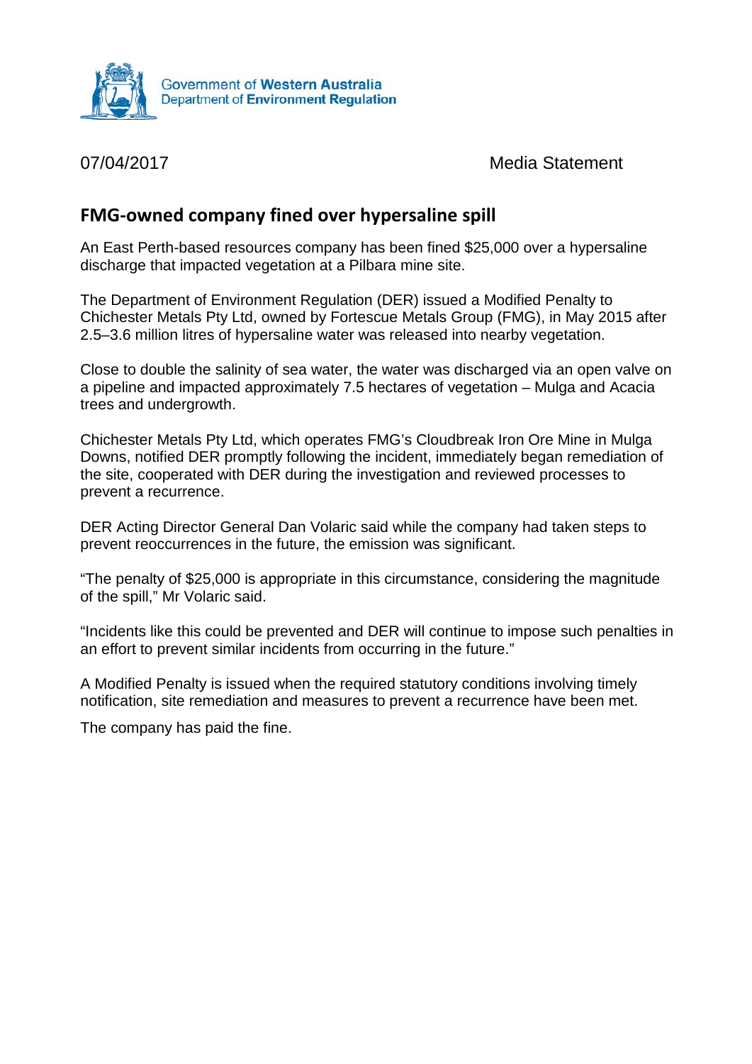Government of **Western Australia**
Department of **Environment Regulation**

07/04/2017 Media Statement

## FMG-owned company fined over hypersaline spill

An East Perth-based resources company has been fined $25,000 over a hypersaline discharge that impacted vegetation at a Pilbara mine site.

The Department of Environment Regulation (DER) issued a Modified Penalty to Chichester Metals Pty Ltd, owned by Fortescue Metals Group (FMG), in May 2015 after 2.5–3.6 million litres of hypersaline water was released into nearby vegetation.

Close to double the salinity of sea water, the water was discharged via an open valve on a pipeline and impacted approximately 7.5 hectares of vegetation – Mulga and Acacia trees and undergrowth.

Chichester Metals Pty Ltd, which operates FMG's Cloudbreak Iron Ore Mine in Mulga Downs, notified DER promptly following the incident, immediately began remediation of the site, cooperated with DER during the investigation and reviewed processes to prevent a recurrence.

DER Acting Director General Dan Volaric said while the company had taken steps to prevent reoccurrences in the future, the emission was significant.

"The penalty of $25,000 is appropriate in this circumstance, considering the magnitude of the spill," Mr Volaric said.

"Incidents like this could be prevented and DER will continue to impose such penalties in an effort to prevent similar incidents from occurring in the future."

A Modified Penalty is issued when the required statutory conditions involving timely notification, site remediation and measures to prevent a recurrence have been met.

The company has paid the fine.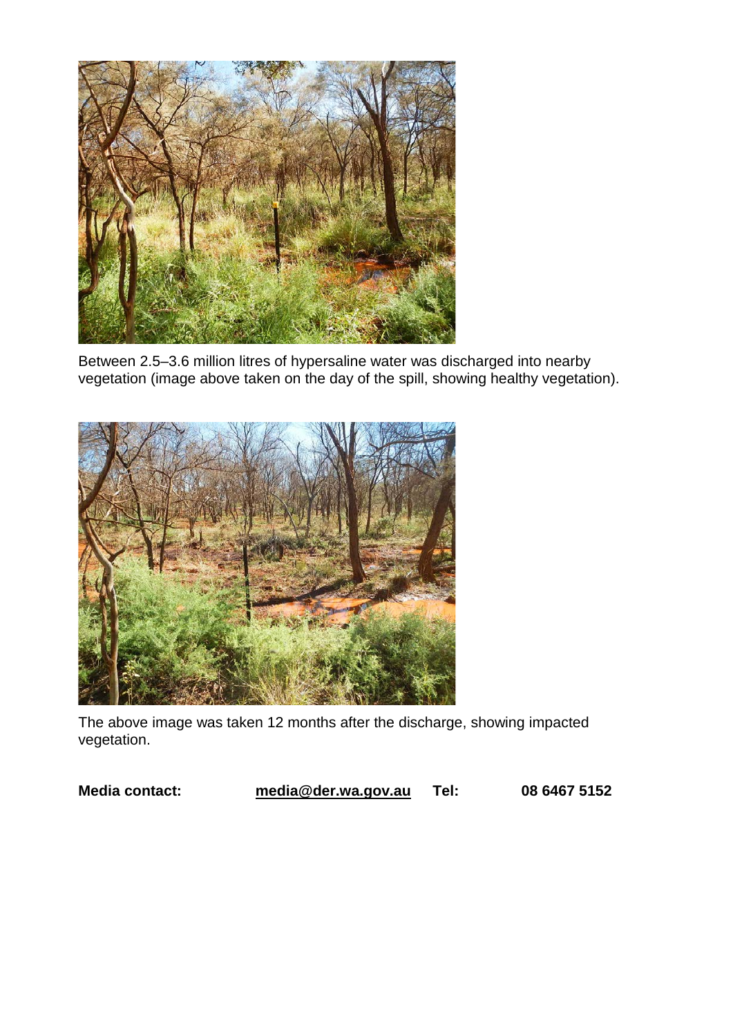Between 2.5–3.6 million litres of hypersaline water was discharged into nearby vegetation (image above taken on the day of the spill, showing healthy vegetation).

The above image was taken 12 months after the discharge, showing impacted vegetation.

**Media contact:** **media@der.wa.gov.au** **Tel:** **08 6467 5152**